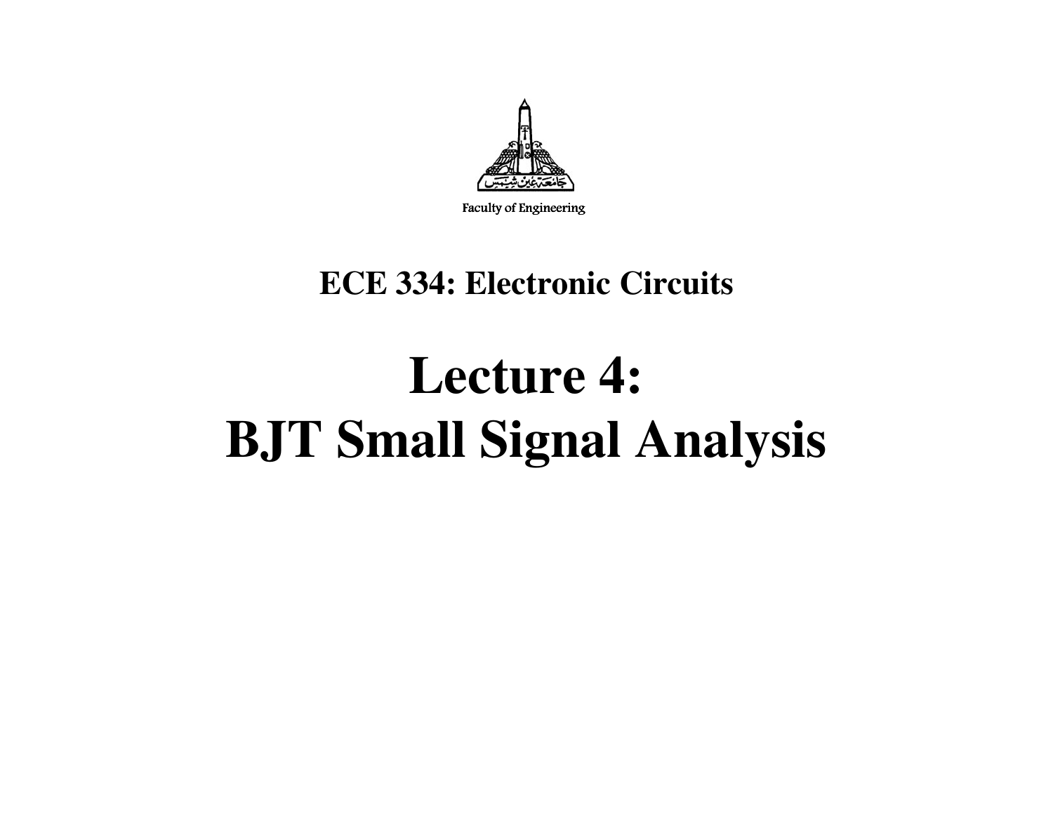Faculty of Engineering

## ECE 334: Electronic Circuits

# Lecture 4: BJT Small Signal Analysis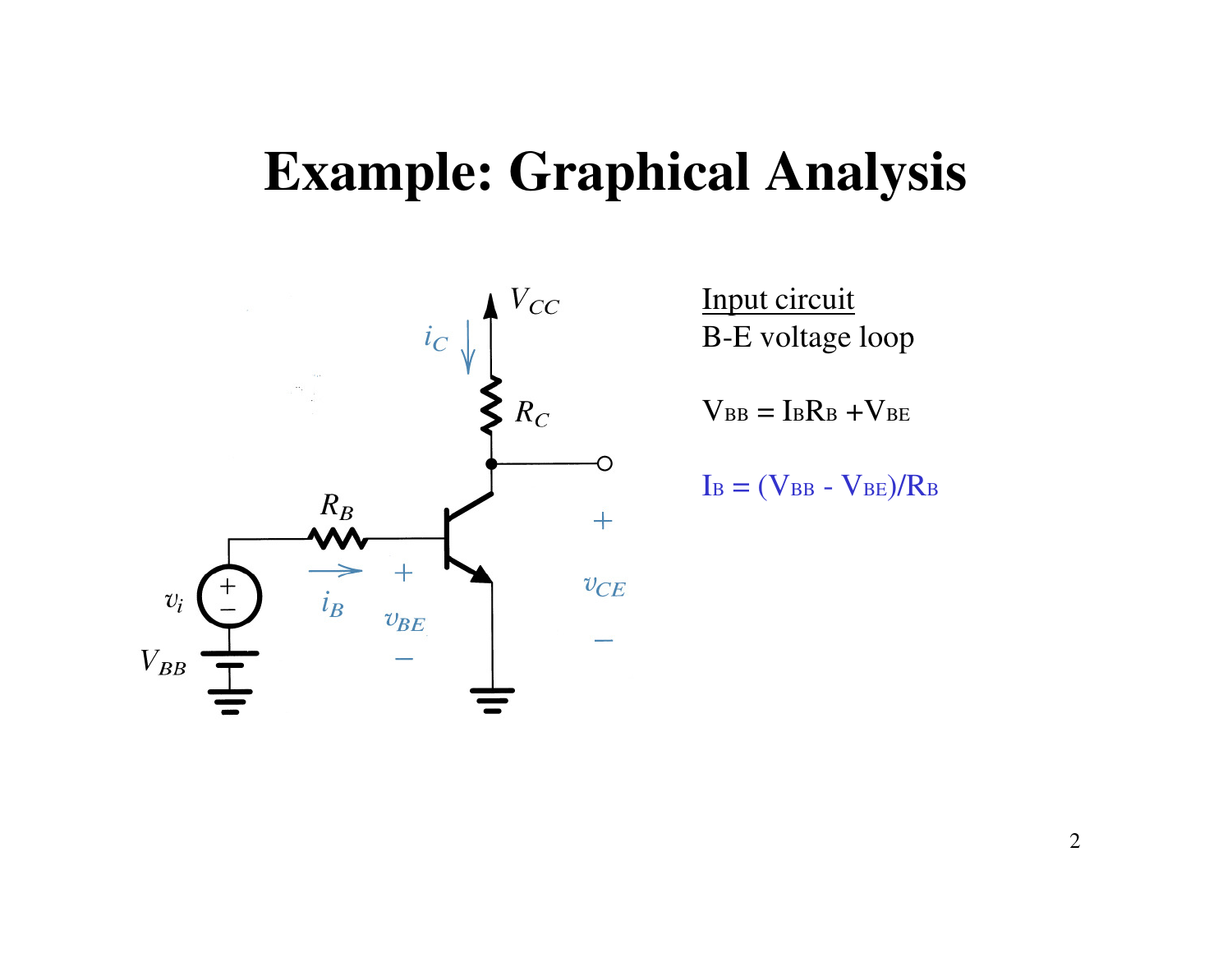# Example: Graphical Analysis

Input circuit

B-E voltage loop

$V_{BB} = I_B R_B + V_{BE}$

$I_B = (V_{BB} - V_{BE})/R_B$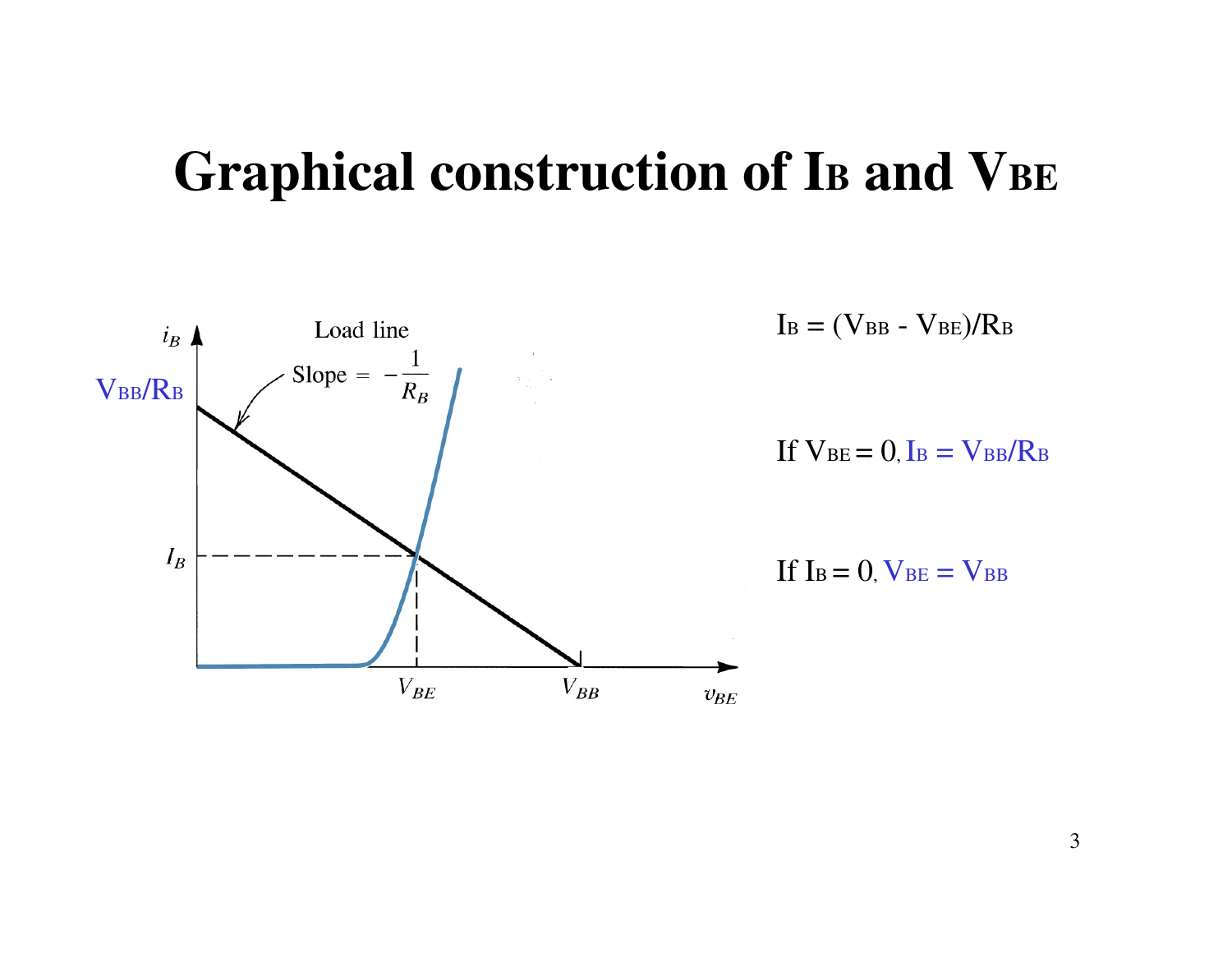# Graphical construction of $I_B$ and $V_{BE}$

$I_B = (V_{BB} - V_{BE})/R_B$

If $V_{BE} = 0$, $I_B = V_{BB}/R_B$

If $I_B = 0$, $V_{BE} = V_{BB}$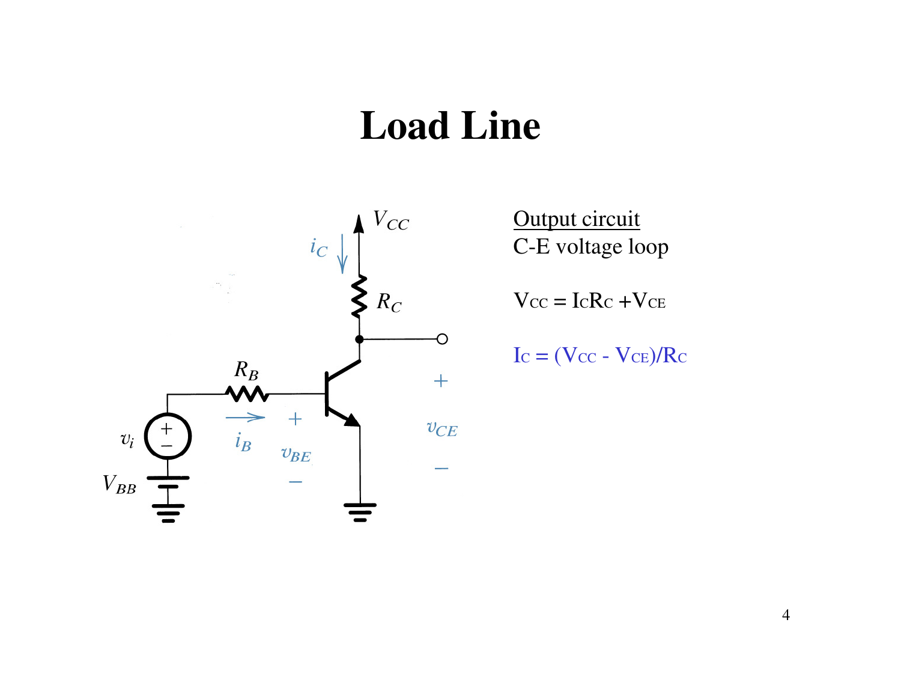# Load Line

Output circuit

C-E voltage loop

$V_{CC} = I_C R_C + V_{CE}$

$I_C = (V_{CC} - V_{CE})/R_C$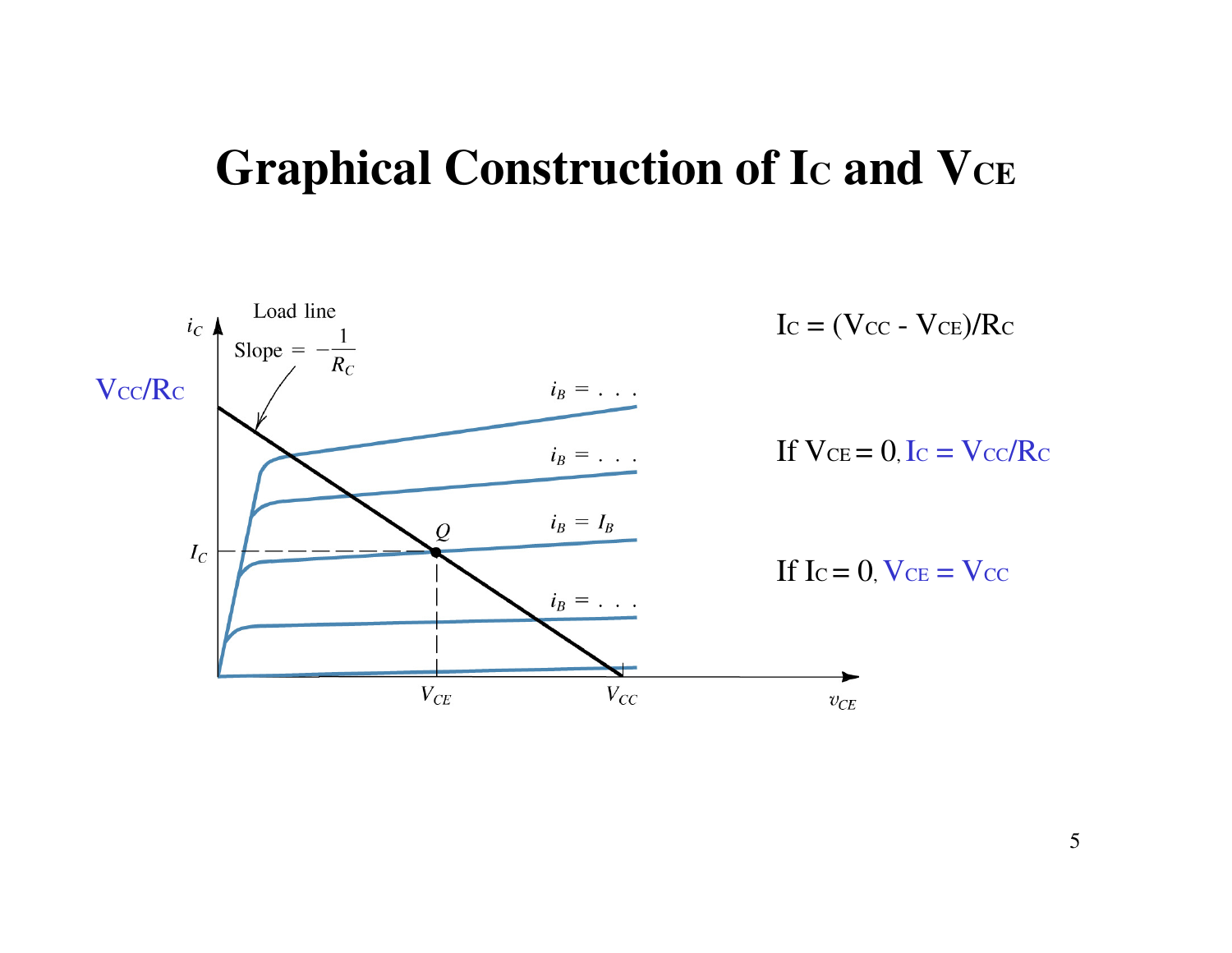# Graphical Construction of $I_C$ and $V_{CE}$

$V_{CC}/R_C$

Load line

Slope $= -\frac{1}{R_C}$

$i_C$

$i_B = \ldots$

$i_B = \ldots$

$i_B = I_B$

$i_B = \ldots$

$Q$

$I_C$

$V_{CE}$

$V_{CC}$

$v_{CE}$

$I_C = (V_{CC} - V_{CE})/R_C$

If $V_{CE} = 0$, $I_C = V_{CC}/R_C$

If $I_C = 0$, $V_{CE} = V_{CC}$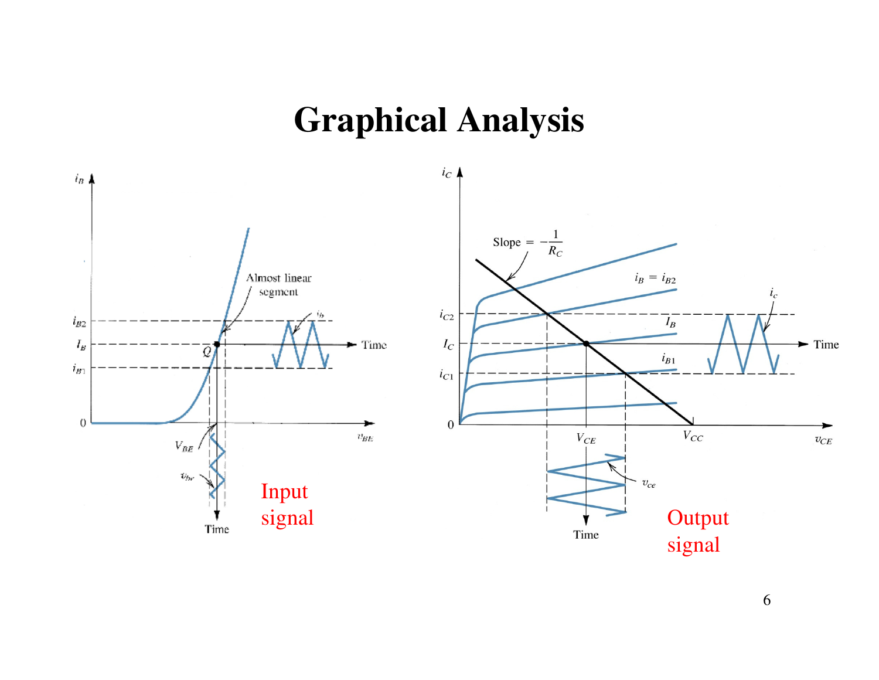# Graphical Analysis

Input signal

Output signal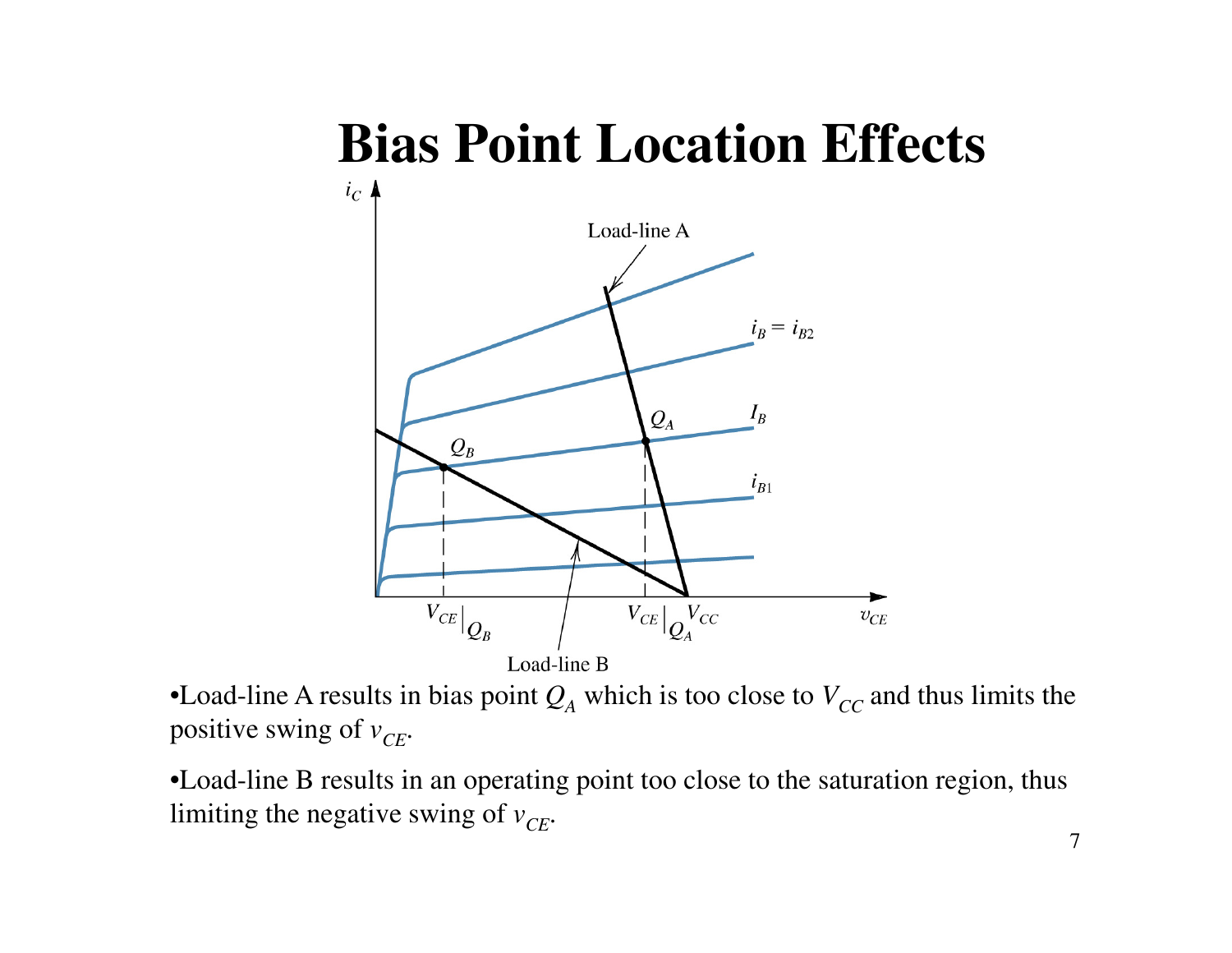# Bias Point Location Effects

- Load-line A results in bias point $Q_A$ which is too close to $V_{CC}$ and thus limits the positive swing of $v_{CE}$.
- Load-line B results in an operating point too close to the saturation region, thus limiting the negative swing of $v_{CE}$.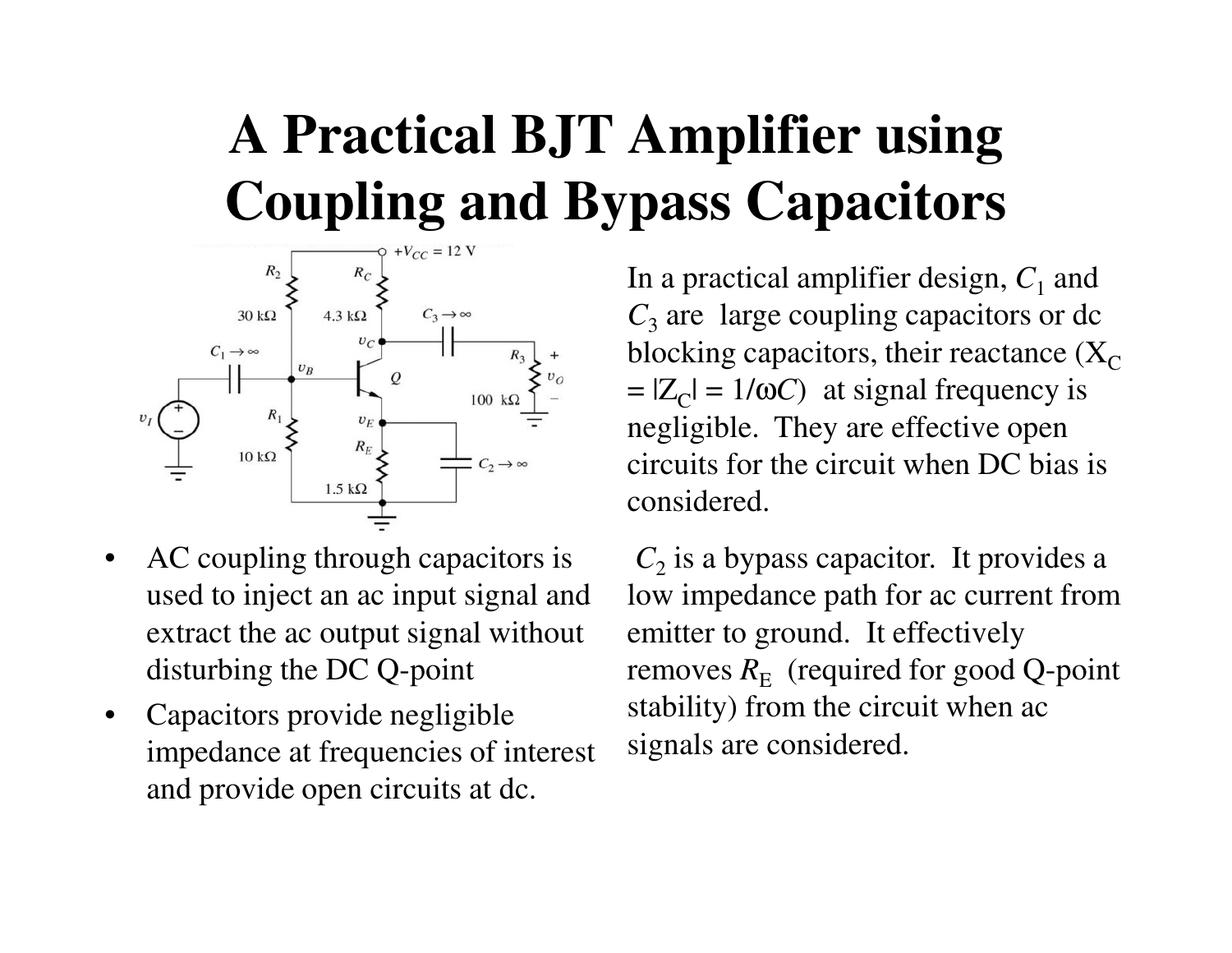# A Practical BJT Amplifier using Coupling and Bypass Capacitors

In a practical amplifier design, $C_1$ and $C_3$ are large coupling capacitors or dc blocking capacitors, their reactance ($X_C = |Z_C| = 1/\omega C$) at signal frequency is negligible. They are effective open circuits for the circuit when DC bias is considered.

- AC coupling through capacitors is used to inject an ac input signal and extract the ac output signal without disturbing the DC Q-point
- Capacitors provide negligible impedance at frequencies of interest and provide open circuits at dc.

$C_2$ is a bypass capacitor. It provides a low impedance path for ac current from emitter to ground. It effectively removes $R_E$ (required for good Q-point stability) from the circuit when ac signals are considered.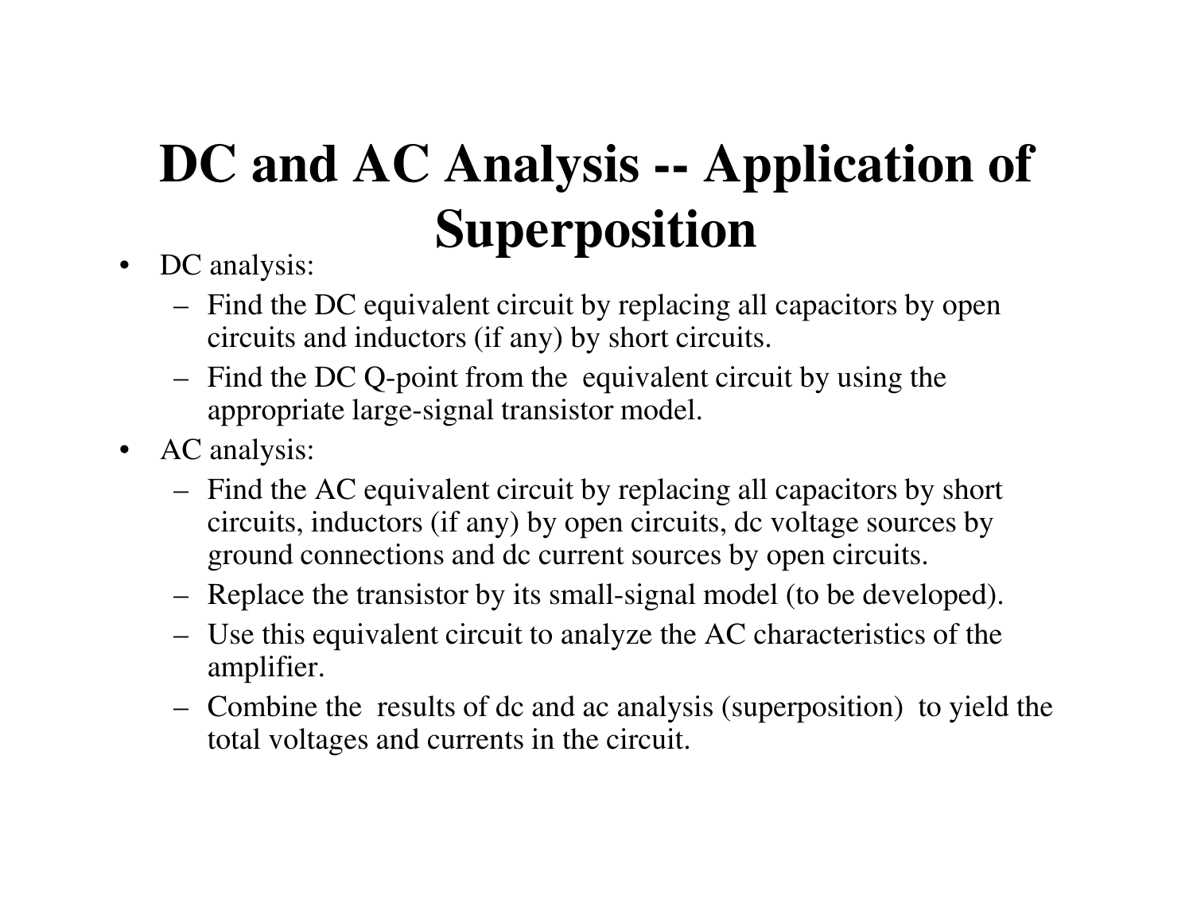# DC and AC Analysis -- Application of Superposition

- DC analysis:
  - Find the DC equivalent circuit by replacing all capacitors by open circuits and inductors (if any) by short circuits.
  - Find the DC Q-point from the equivalent circuit by using the appropriate large-signal transistor model.
- AC analysis:
  - Find the AC equivalent circuit by replacing all capacitors by short circuits, inductors (if any) by open circuits, dc voltage sources by ground connections and dc current sources by open circuits.
  - Replace the transistor by its small-signal model (to be developed).
  - Use this equivalent circuit to analyze the AC characteristics of the amplifier.
  - Combine the results of dc and ac analysis (superposition) to yield the total voltages and currents in the circuit.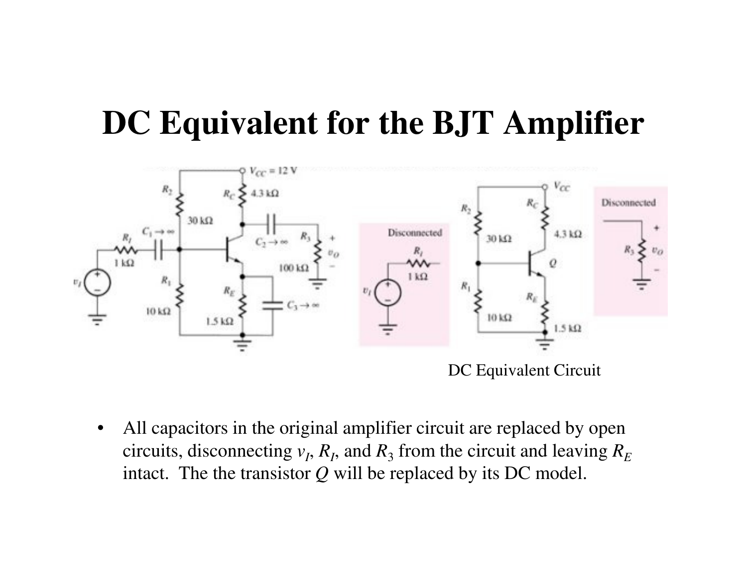# DC Equivalent for the BJT Amplifier

DC Equivalent Circuit

- All capacitors in the original amplifier circuit are replaced by open circuits, disconnecting $v_I$, $R_I$, and $R_3$ from the circuit and leaving $R_E$ intact. The the transistor $Q$ will be replaced by its DC model.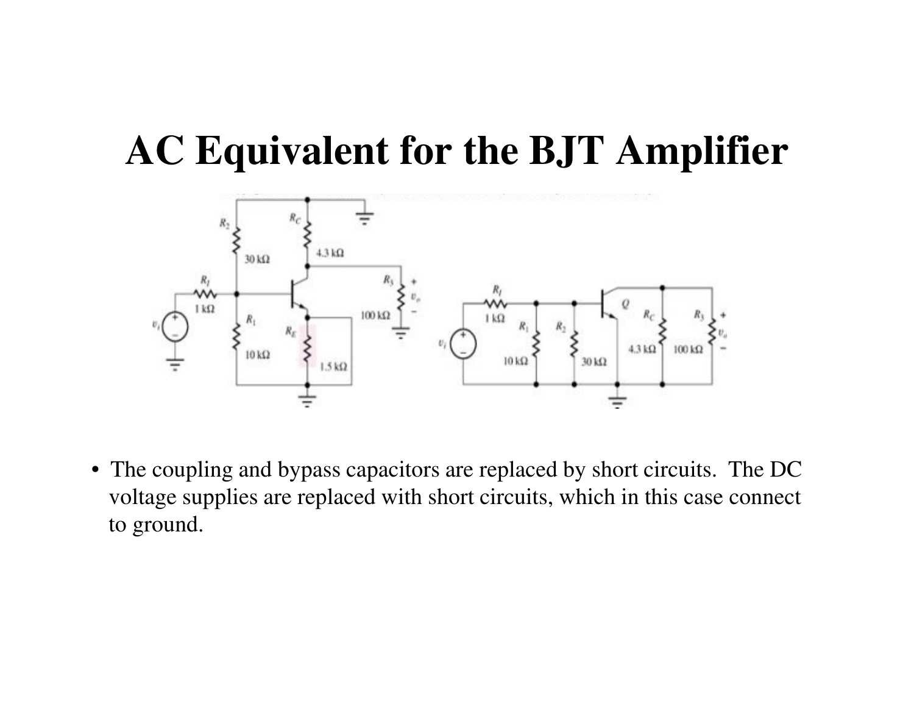# AC Equivalent for the BJT Amplifier

- The coupling and bypass capacitors are replaced by short circuits. The DC voltage supplies are replaced with short circuits, which in this case connect to ground.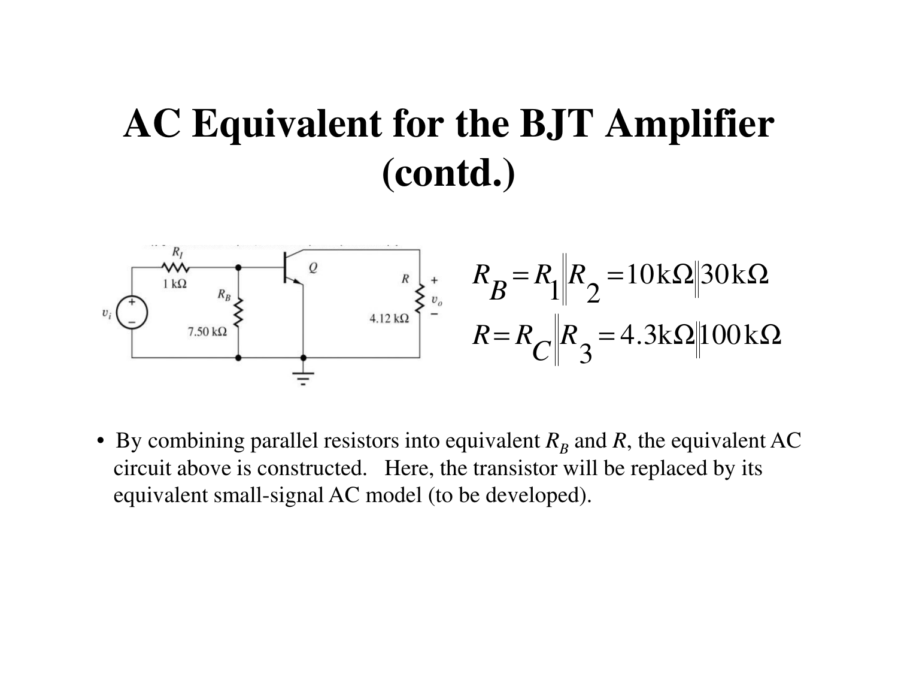# AC Equivalent for the BJT Amplifier (contd.)

$$R_B = R_1 \| R_2 = 10\text{k}\Omega \| 30\text{k}\Omega$$

$$R = R_C \| R_3 = 4.3\text{k}\Omega \| 100\text{k}\Omega$$

- By combining parallel resistors into equivalent $R_B$ and $R$, the equivalent AC circuit above is constructed. Here, the transistor will be replaced by its equivalent small-signal AC model (to be developed).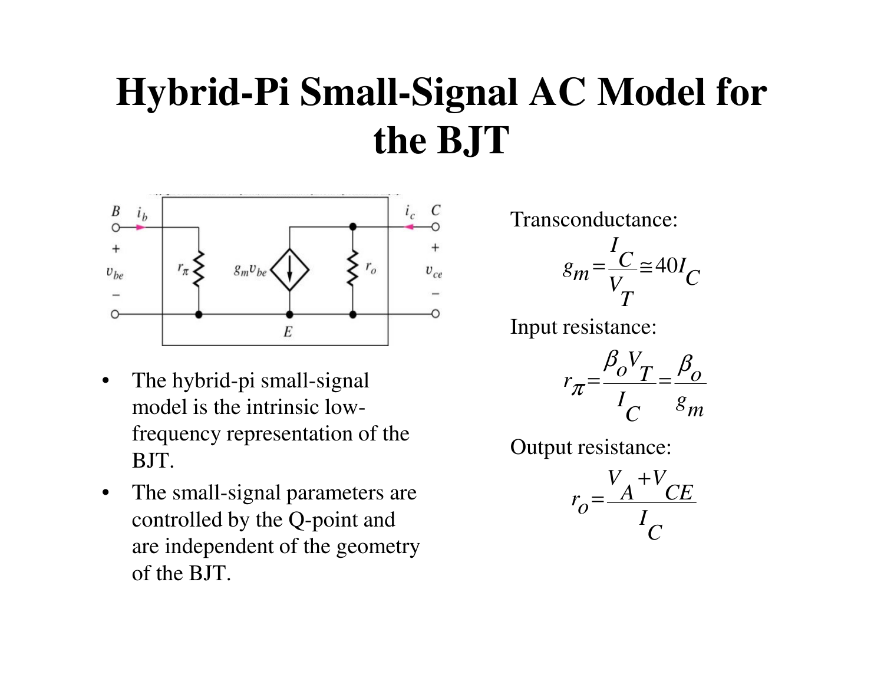# Hybrid-Pi Small-Signal AC Model for the BJT

- The hybrid-pi small-signal model is the intrinsic low-frequency representation of the BJT.
- The small-signal parameters are controlled by the Q-point and are independent of the geometry of the BJT.

Transconductance:

$$g_m = \frac{I_C}{V_T} \cong 40 I_C$$

Input resistance:

$$r_\pi = \frac{\beta_o V_T}{I_C} = \frac{\beta_o}{g_m}$$

Output resistance:

$$r_o = \frac{V_A + V_{CE}}{I_C}$$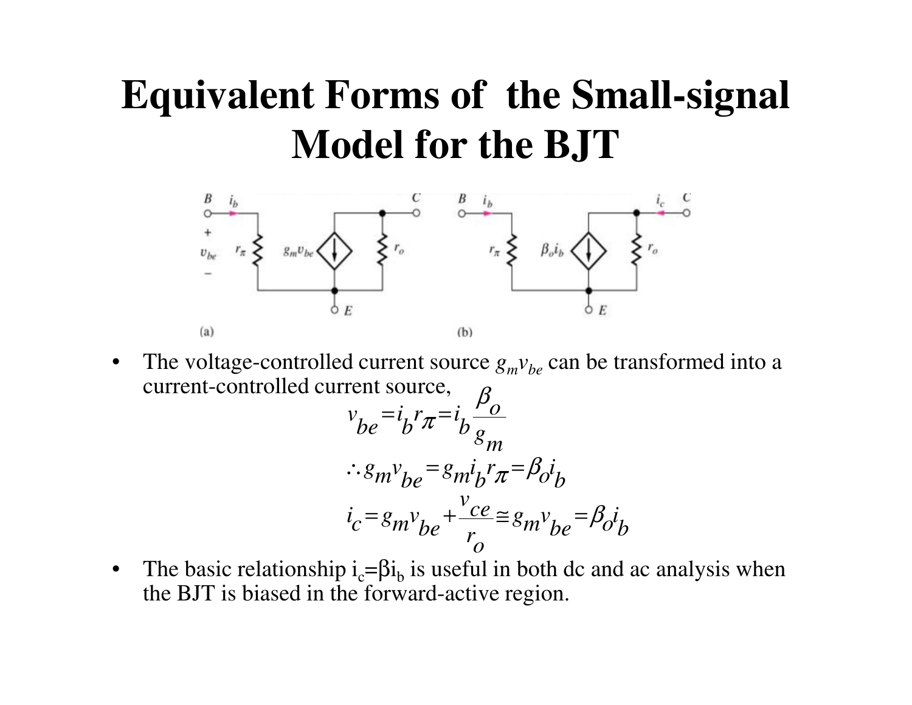# Equivalent Forms of the Small-signal Model for the BJT

(a)

(b)

- The voltage-controlled current source $g_m v_{be}$ can be transformed into a current-controlled current source,

$$v_{be} = i_b r_\pi = i_b \frac{\beta_o}{g_m}$$

$$\therefore g_m v_{be} = g_m i_b r_\pi = \beta_o i_b$$

$$i_c = g_m v_{be} + \frac{v_{ce}}{r_o} \cong g_m v_{be} = \beta_o i_b$$

- The basic relationship $i_c = \beta i_b$ is useful in both dc and ac analysis when the BJT is biased in the forward-active region.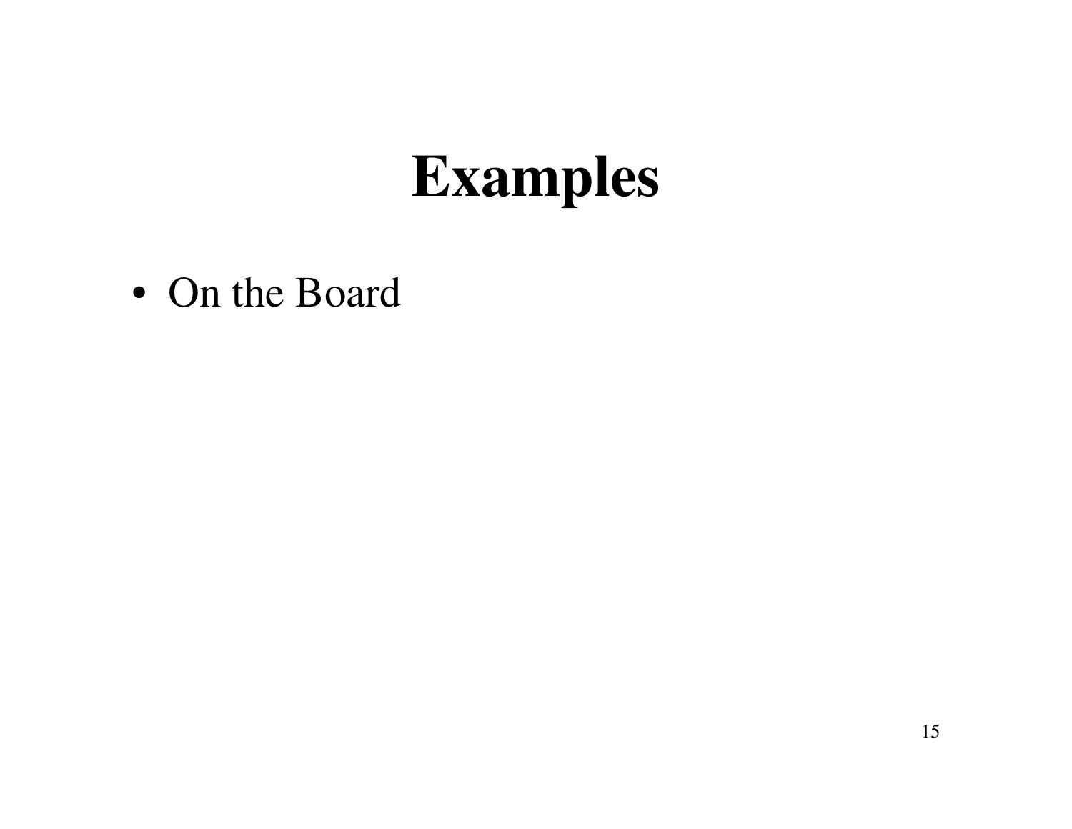# Examples

- On the Board